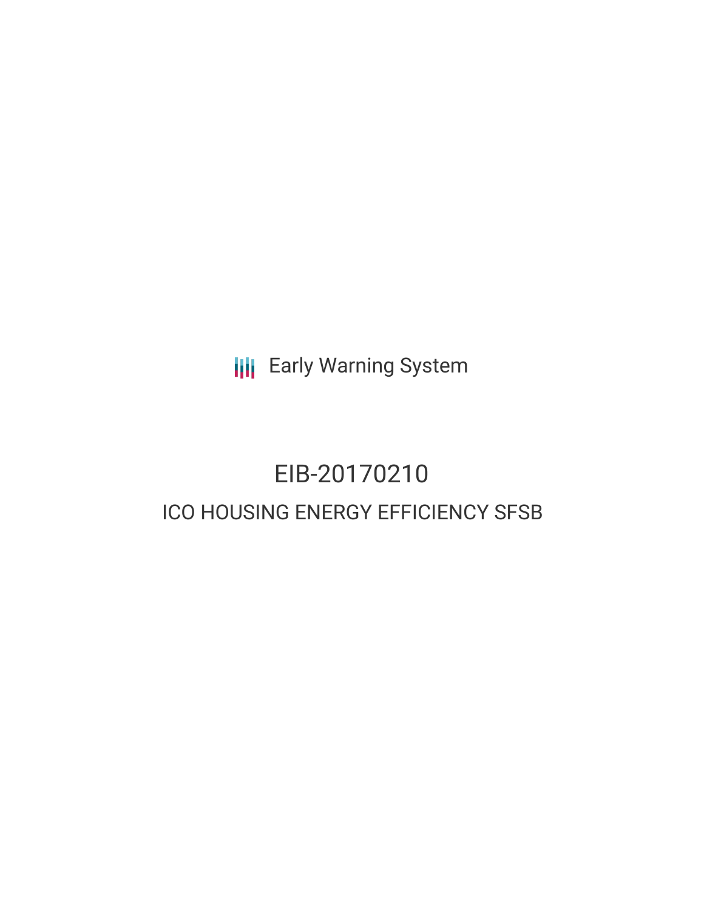Early Warning System

# EIB-20170210

## ICO HOUSING ENERGY EFFICIENCY SFSB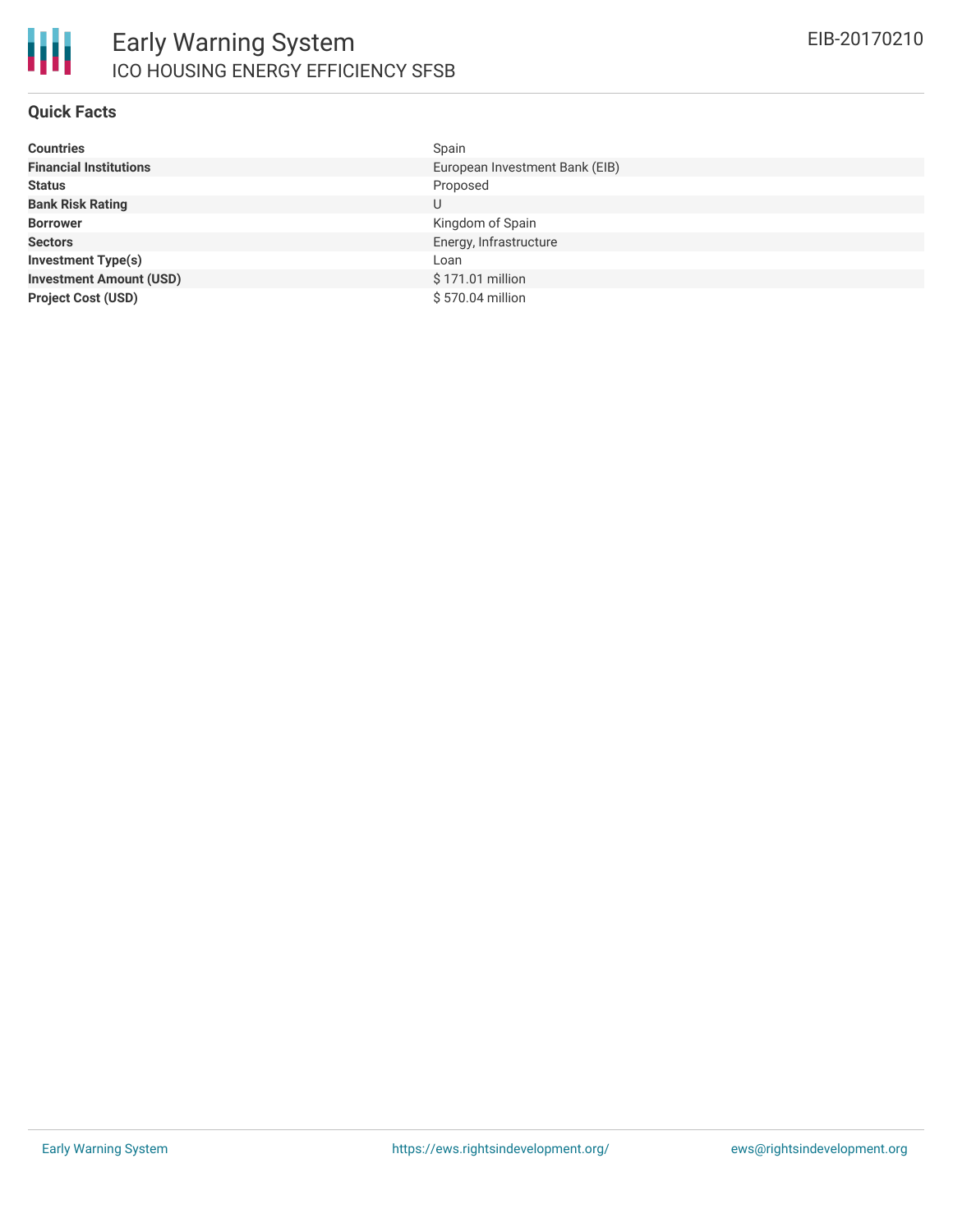# Early Warning System

## ICO HOUSING ENERGY EFFICIENCY SFSB

EIB-20170210

### Quick Facts

| | |
|---|---|
| **Countries** | Spain |
| **Financial Institutions** | European Investment Bank (EIB) |
| **Status** | Proposed |
| **Bank Risk Rating** | U |
| **Borrower** | Kingdom of Spain |
| **Sectors** | Energy, Infrastructure |
| **Investment Type(s)** | Loan |
| **Investment Amount (USD)** | $ 171.01 million |
| **Project Cost (USD)** | $ 570.04 million |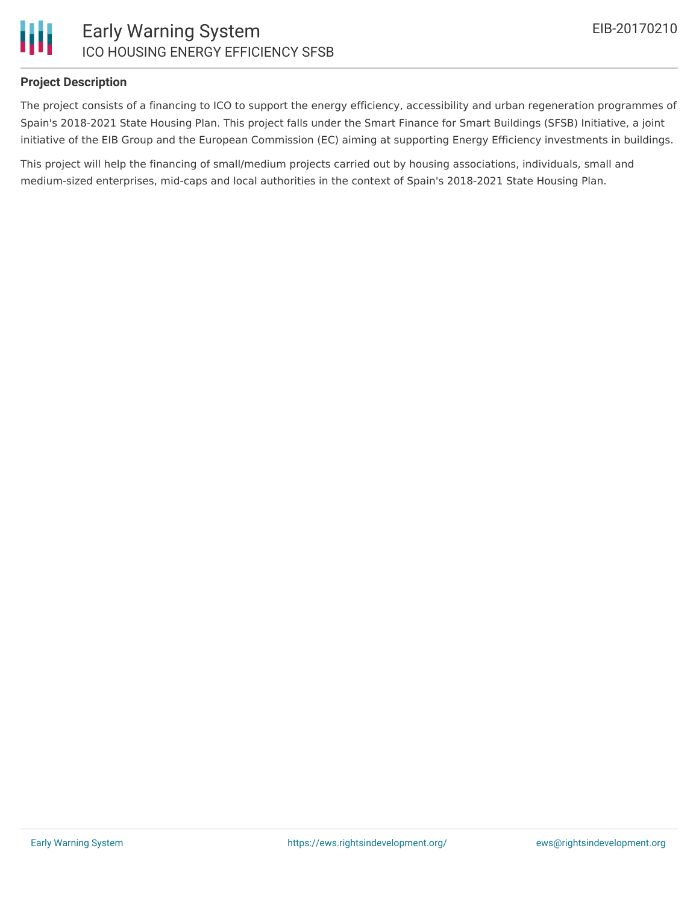**Project Description**

The project consists of a financing to ICO to support the energy efficiency, accessibility and urban regeneration programmes of Spain's 2018-2021 State Housing Plan. This project falls under the Smart Finance for Smart Buildings (SFSB) Initiative, a joint initiative of the EIB Group and the European Commission (EC) aiming at supporting Energy Efficiency investments in buildings.

This project will help the financing of small/medium projects carried out by housing associations, individuals, small and medium-sized enterprises, mid-caps and local authorities in the context of Spain's 2018-2021 State Housing Plan.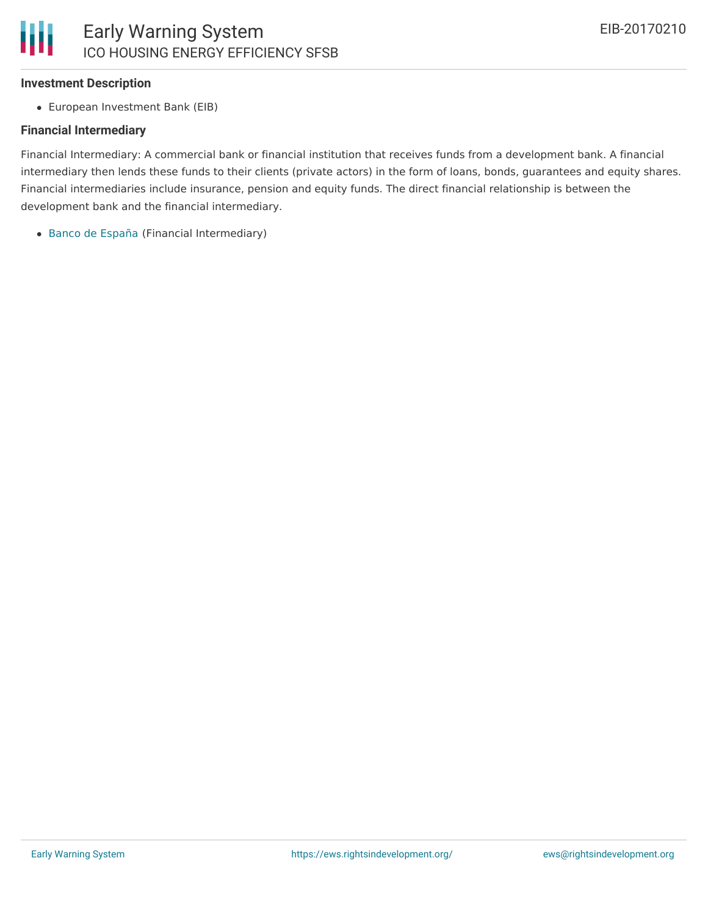### Investment Description

- European Investment Bank (EIB)

### Financial Intermediary

Financial Intermediary: A commercial bank or financial institution that receives funds from a development bank. A financial intermediary then lends these funds to their clients (private actors) in the form of loans, bonds, guarantees and equity shares. Financial intermediaries include insurance, pension and equity funds. The direct financial relationship is between the development bank and the financial intermediary.

- Banco de España (Financial Intermediary)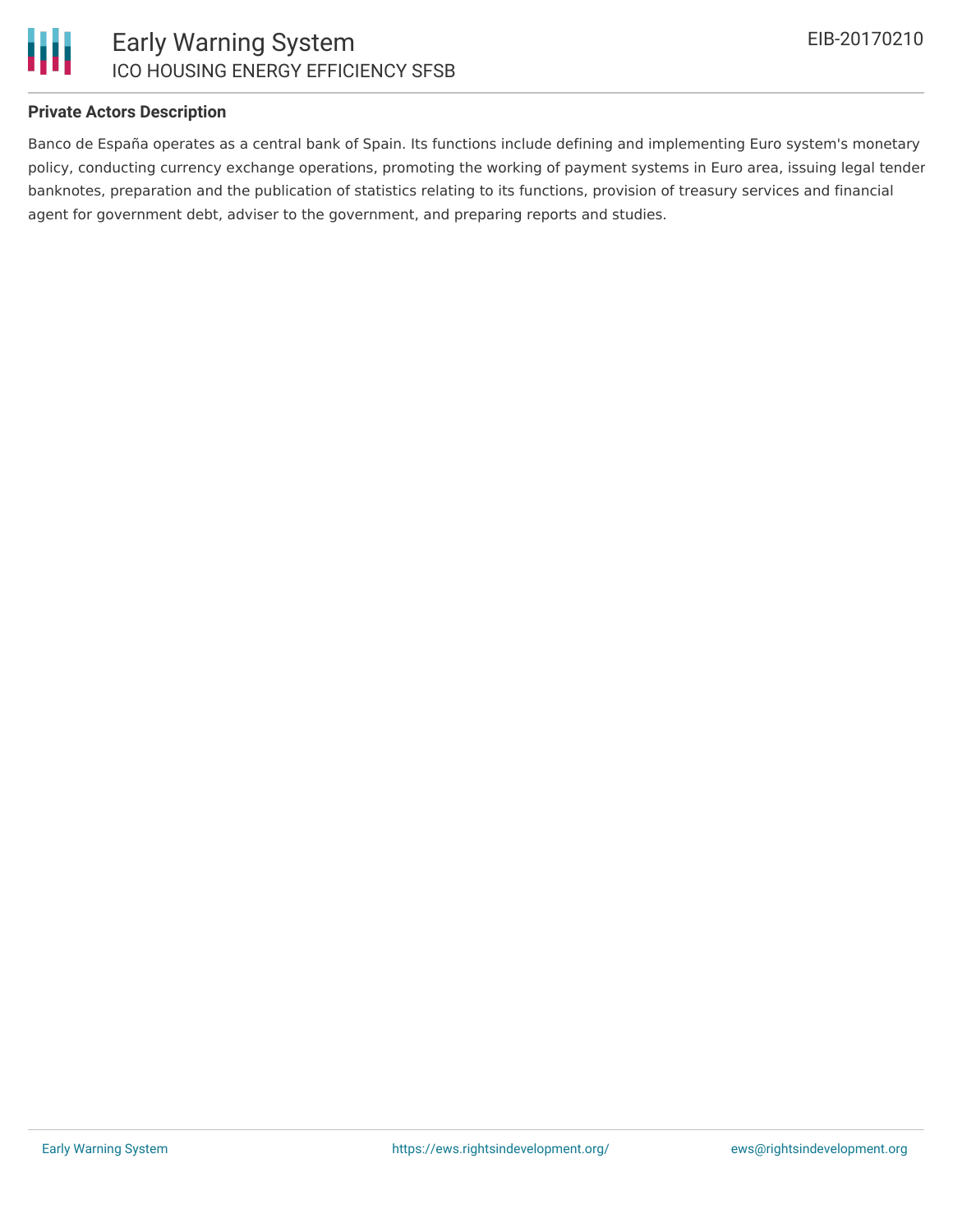### Private Actors Description

Banco de España operates as a central bank of Spain. Its functions include defining and implementing Euro system's monetary policy, conducting currency exchange operations, promoting the working of payment systems in Euro area, issuing legal tender banknotes, preparation and the publication of statistics relating to its functions, provision of treasury services and financial agent for government debt, adviser to the government, and preparing reports and studies.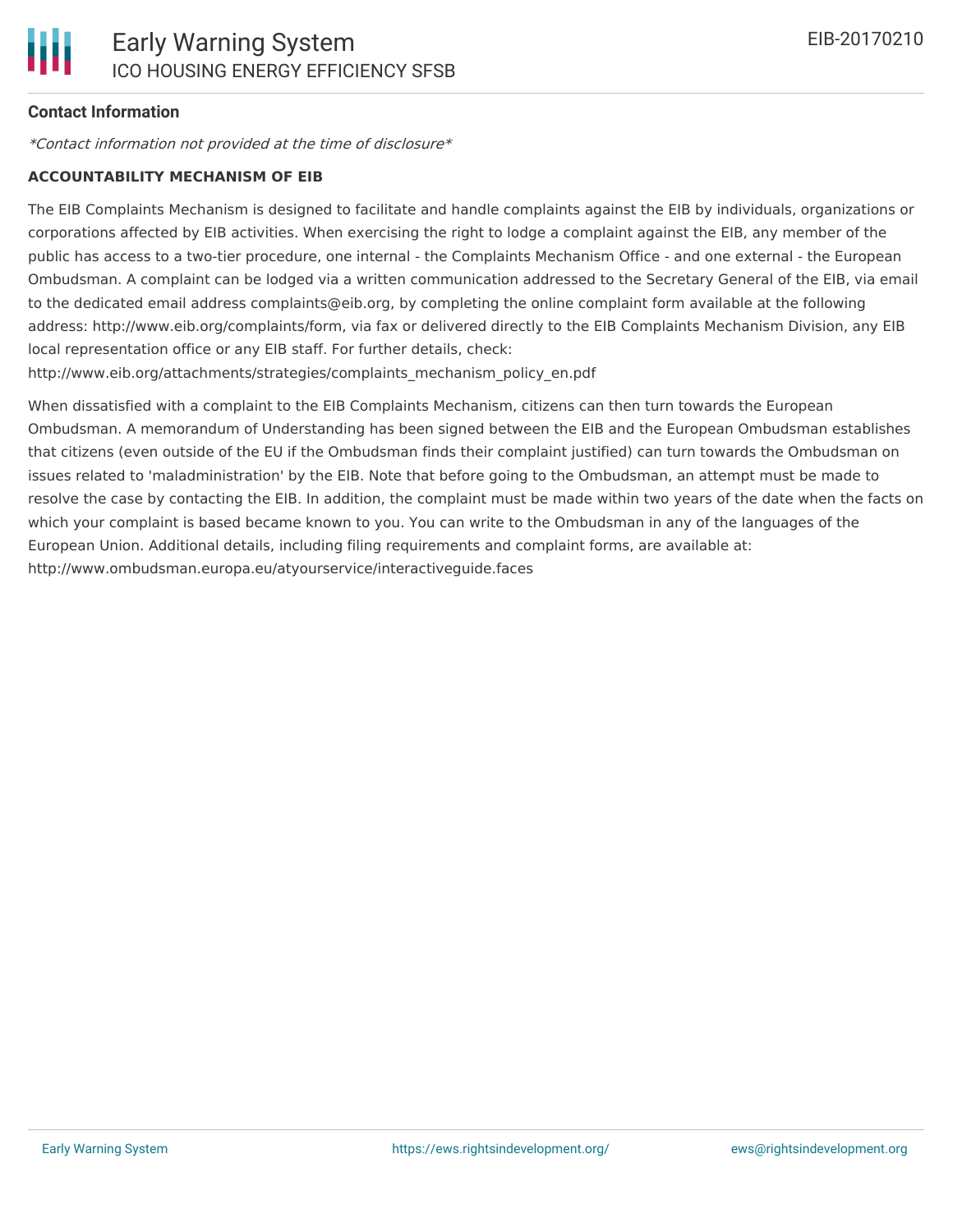**Contact Information**

*\*Contact information not provided at the time of disclosure\**

**ACCOUNTABILITY MECHANISM OF EIB**

The EIB Complaints Mechanism is designed to facilitate and handle complaints against the EIB by individuals, organizations or corporations affected by EIB activities. When exercising the right to lodge a complaint against the EIB, any member of the public has access to a two-tier procedure, one internal - the Complaints Mechanism Office - and one external - the European Ombudsman. A complaint can be lodged via a written communication addressed to the Secretary General of the EIB, via email to the dedicated email address complaints@eib.org, by completing the online complaint form available at the following address: http://www.eib.org/complaints/form, via fax or delivered directly to the EIB Complaints Mechanism Division, any EIB local representation office or any EIB staff. For further details, check: http://www.eib.org/attachments/strategies/complaints_mechanism_policy_en.pdf

When dissatisfied with a complaint to the EIB Complaints Mechanism, citizens can then turn towards the European Ombudsman. A memorandum of Understanding has been signed between the EIB and the European Ombudsman establishes that citizens (even outside of the EU if the Ombudsman finds their complaint justified) can turn towards the Ombudsman on issues related to 'maladministration' by the EIB. Note that before going to the Ombudsman, an attempt must be made to resolve the case by contacting the EIB. In addition, the complaint must be made within two years of the date when the facts on which your complaint is based became known to you. You can write to the Ombudsman in any of the languages of the European Union. Additional details, including filing requirements and complaint forms, are available at: http://www.ombudsman.europa.eu/atyourservice/interactiveguide.faces